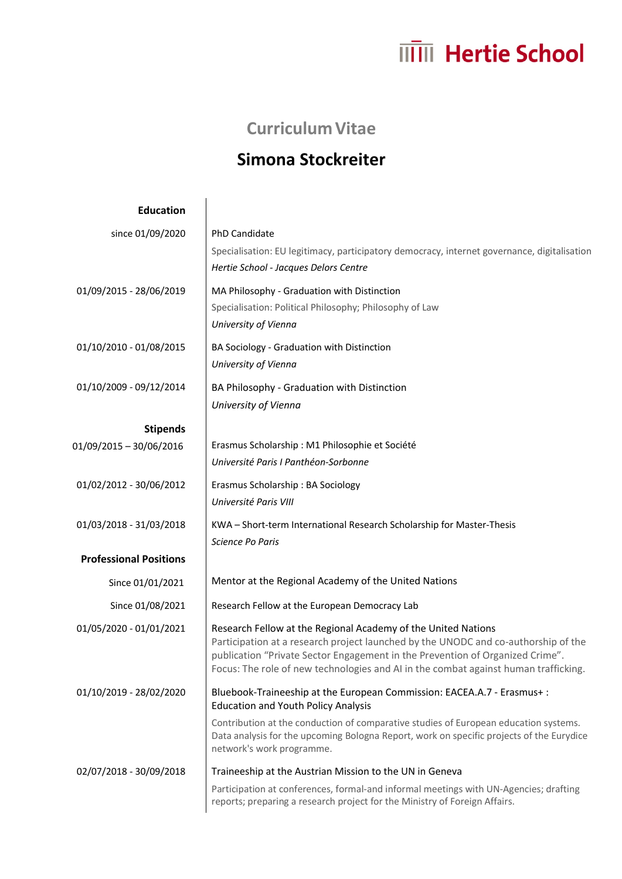# Hertie School

## Curriculum Vitae

# Simona Stockreiter

### Education

**since 01/09/2020**
PhD Candidate
Specialisation: EU legitimacy, participatory democracy, internet governance, digitalisation
*Hertie School - Jacques Delors Centre*

**01/09/2015 - 28/06/2019**
MA Philosophy - Graduation with Distinction
Specialisation: Political Philosophy; Philosophy of Law
*University of Vienna*

**01/10/2010 - 01/08/2015**
BA Sociology - Graduation with Distinction
*University of Vienna*

**01/10/2009 - 09/12/2014**
BA Philosophy - Graduation with Distinction
*University of Vienna*

### Stipends

**01/09/2015 – 30/06/2016**
Erasmus Scholarship : M1 Philosophie et Société
*Université Paris I Panthéon-Sorbonne*

**01/02/2012 - 30/06/2012**
Erasmus Scholarship : BA Sociology
*Université Paris VIII*

**01/03/2018 - 31/03/2018**
KWA – Short-term International Research Scholarship for Master-Thesis
*Science Po Paris*

### Professional Positions

**Since 01/01/2021**
Mentor at the Regional Academy of the United Nations

**Since 01/08/2021**
Research Fellow at the European Democracy Lab

**01/05/2020 - 01/01/2021**
Research Fellow at the Regional Academy of the United Nations
Participation at a research project launched by the UNODC and co-authorship of the publication "Private Sector Engagement in the Prevention of Organized Crime". Focus: The role of new technologies and AI in the combat against human trafficking.

**01/10/2019 - 28/02/2020**
Bluebook-Traineeship at the European Commission: EACEA.A.7 - Erasmus+ : Education and Youth Policy Analysis
Contribution at the conduction of comparative studies of European education systems. Data analysis for the upcoming Bologna Report, work on specific projects of the Eurydice network's work programme.

**02/07/2018 - 30/09/2018**
Traineeship at the Austrian Mission to the UN in Geneva
Participation at conferences, formal-and informal meetings with UN-Agencies; drafting reports; preparing a research project for the Ministry of Foreign Affairs.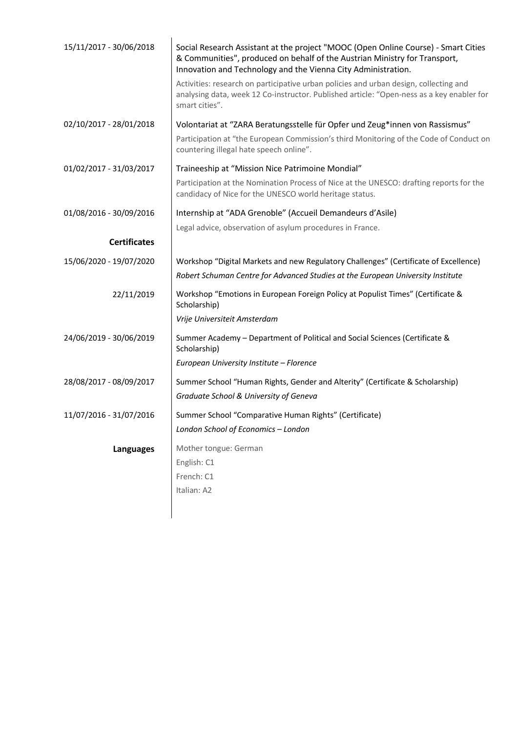15/11/2017 - 30/06/2018

Social Research Assistant at the project "MOOC (Open Online Course) - Smart Cities & Communities", produced on behalf of the Austrian Ministry for Transport, Innovation and Technology and the Vienna City Administration.

Activities: research on participative urban policies and urban design, collecting and analysing data, week 12 Co-instructor. Published article: “Open-ness as a key enabler for smart cities”.

02/10/2017 - 28/01/2018

Volontariat at “ZARA Beratungsstelle für Opfer und Zeug*innen von Rassismus”

Participation at “the European Commission’s third Monitoring of the Code of Conduct on countering illegal hate speech online”.

01/02/2017 - 31/03/2017

Traineeship at “Mission Nice Patrimoine Mondial”

Participation at the Nomination Process of Nice at the UNESCO: drafting reports for the candidacy of Nice for the UNESCO world heritage status.

01/08/2016 - 30/09/2016

Internship at “ADA Grenoble” (Accueil Demandeurs d’Asile)

Legal advice, observation of asylum procedures in France.

## Certificates

15/06/2020 - 19/07/2020

Workshop “Digital Markets and new Regulatory Challenges” (Certificate of Excellence)

*Robert Schuman Centre for Advanced Studies at the European University Institute*

22/11/2019

Workshop “Emotions in European Foreign Policy at Populist Times” (Certificate & Scholarship)

*Vrije Universiteit Amsterdam*

24/06/2019 - 30/06/2019

Summer Academy – Department of Political and Social Sciences (Certificate & Scholarship)

*European University Institute – Florence*

28/08/2017 - 08/09/2017

Summer School “Human Rights, Gender and Alterity” (Certificate & Scholarship)

*Graduate School & University of Geneva*

11/07/2016 - 31/07/2016

Summer School “Comparative Human Rights” (Certificate)

*London School of Economics – London*

## Languages

Mother tongue: German

English: C1

French: C1

Italian: A2